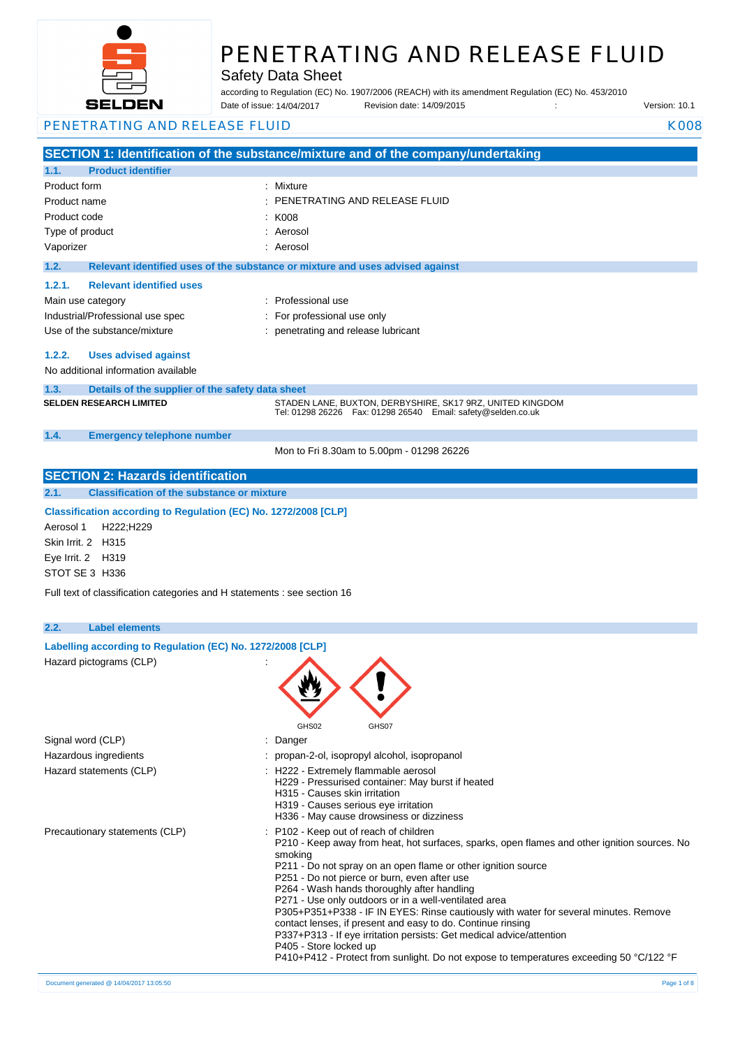# PENETRATING AND RELEASE FLUID

Safety Data Sheet

according to Regulation (EC) No. 1907/2006 (REACH) with its amendment Regulation (EC) No. 453/2010

Date of issue: 14/04/2017    Revision date: 14/09/2015    :    Version: 10.1

PENETRATING AND RELEASE FLUID    K008

## SECTION 1: Identification of the substance/mixture and of the company/undertaking

### 1.1. Product identifier

| | |
|---|---|
| Product form | : Mixture |
| Product name | : PENETRATING AND RELEASE FLUID |
| Product code | : K008 |
| Type of product | : Aerosol |
| Vaporizer | : Aerosol |

### 1.2. Relevant identified uses of the substance or mixture and uses advised against

#### 1.2.1. Relevant identified uses

| | |
|---|---|
| Main use category | : Professional use |
| Industrial/Professional use spec | : For professional use only |
| Use of the substance/mixture | : penetrating and release lubricant |

#### 1.2.2. Uses advised against

No additional information available

### 1.3. Details of the supplier of the safety data sheet

**SELDEN RESEARCH LIMITED**

STADEN LANE, BUXTON, DERBYSHIRE, SK17 9RZ, UNITED KINGDOM
Tel: 01298 26226  Fax: 01298 26540  Email: safety@selden.co.uk

### 1.4. Emergency telephone number

Mon to Fri 8.30am to 5.00pm - 01298 26226

## SECTION 2: Hazards identification

### 2.1. Classification of the substance or mixture

**Classification according to Regulation (EC) No. 1272/2008 [CLP]**

Aerosol 1  H222;H229
Skin Irrit. 2  H315
Eye Irrit. 2  H319
STOT SE 3  H336

Full text of classification categories and H statements : see section 16

### 2.2. Label elements

**Labelling according to Regulation (EC) No. 1272/2008 [CLP]**

Hazard pictograms (CLP) :

GHS02  GHS07

| | |
|---|---|
| Signal word (CLP) | : Danger |
| Hazardous ingredients | : propan-2-ol, isopropyl alcohol, isopropanol |
| Hazard statements (CLP) | : H222 - Extremely flammable aerosol<br>H229 - Pressurised container: May burst if heated<br>H315 - Causes skin irritation<br>H319 - Causes serious eye irritation<br>H336 - May cause drowsiness or dizziness |
| Precautionary statements (CLP) | : P102 - Keep out of reach of children<br>P210 - Keep away from heat, hot surfaces, sparks, open flames and other ignition sources. No smoking<br>P211 - Do not spray on an open flame or other ignition source<br>P251 - Do not pierce or burn, even after use<br>P264 - Wash hands thoroughly after handling<br>P271 - Use only outdoors or in a well-ventilated area<br>P305+P351+P338 - IF IN EYES: Rinse cautiously with water for several minutes. Remove contact lenses, if present and easy to do. Continue rinsing<br>P337+P313 - If eye irritation persists: Get medical advice/attention<br>P405 - Store locked up<br>P410+P412 - Protect from sunlight. Do not expose to temperatures exceeding 50 °C/122 °F |

Document generated @ 14/04/2017 13:05:50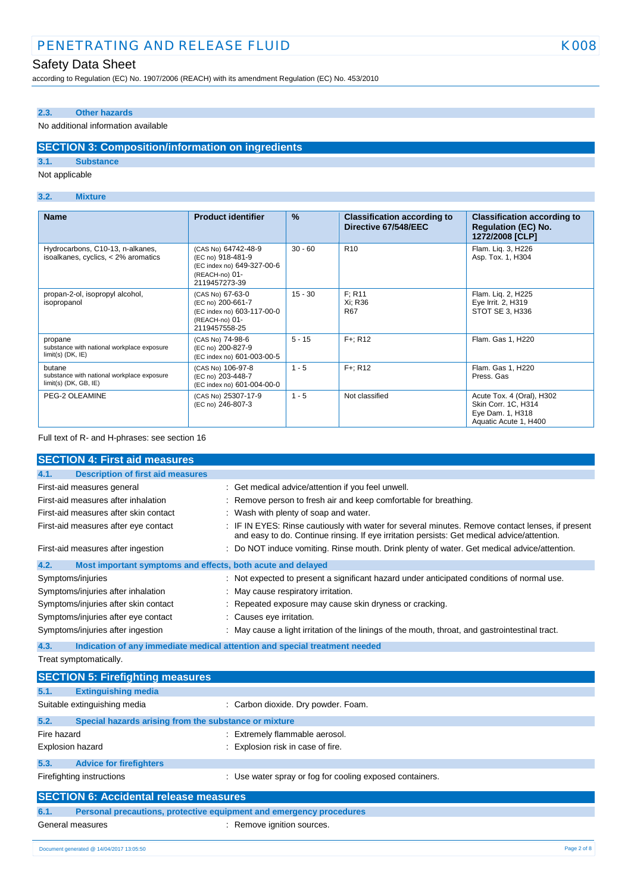### 2.3. Other hazards

No additional information available

## SECTION 3: Composition/information on ingredients

### 3.1. Substance

Not applicable

### 3.2. Mixture

| Name | Product identifier | % | Classification according to Directive 67/548/EEC | Classification according to Regulation (EC) No. 1272/2008 [CLP] |
|---|---|---|---|---|
| Hydrocarbons, C10-13, n-alkanes, isoalkanes, cyclics, < 2% aromatics | (CAS No) 64742-48-9<br>(EC no) 918-481-9<br>(EC index no) 649-327-00-6<br>(REACH-no) 01-2119457273-39 | 30 - 60 | R10 | Flam. Liq. 3, H226<br>Asp. Tox. 1, H304 |
| propan-2-ol, isopropyl alcohol, isopropanol | (CAS No) 67-63-0<br>(EC no) 200-661-7<br>(EC index no) 603-117-00-0<br>(REACH-no) 01-2119457558-25 | 15 - 30 | F; R11<br>Xi; R36<br>R67 | Flam. Liq. 2, H225<br>Eye Irrit. 2, H319<br>STOT SE 3, H336 |
| propane<br>substance with national workplace exposure limit(s) (DK, IE) | (CAS No) 74-98-6<br>(EC no) 200-827-9<br>(EC index no) 601-003-00-5 | 5 - 15 | F+; R12 | Flam. Gas 1, H220 |
| butane<br>substance with national workplace exposure limit(s) (DK, GB, IE) | (CAS No) 106-97-8<br>(EC no) 203-448-7<br>(EC index no) 601-004-00-0 | 1 - 5 | F+; R12 | Flam. Gas 1, H220<br>Press. Gas |
| PEG-2 OLEAMINE | (CAS No) 25307-17-9<br>(EC no) 246-807-3 | 1 - 5 | Not classified | Acute Tox. 4 (Oral), H302<br>Skin Corr. 1C, H314<br>Eye Dam. 1, H318<br>Aquatic Acute 1, H400 |

Full text of R- and H-phrases: see section 16

## SECTION 4: First aid measures

### 4.1. Description of first aid measures

First-aid measures general : Get medical advice/attention if you feel unwell.

First-aid measures after inhalation : Remove person to fresh air and keep comfortable for breathing.

First-aid measures after skin contact : Wash with plenty of soap and water.

First-aid measures after eye contact : IF IN EYES: Rinse cautiously with water for several minutes. Remove contact lenses, if present and easy to do. Continue rinsing. If eye irritation persists: Get medical advice/attention.

First-aid measures after ingestion : Do NOT induce vomiting. Rinse mouth. Drink plenty of water. Get medical advice/attention.

### 4.2. Most important symptoms and effects, both acute and delayed

Symptoms/injuries : Not expected to present a significant hazard under anticipated conditions of normal use.

Symptoms/injuries after inhalation : May cause respiratory irritation.

Symptoms/injuries after skin contact : Repeated exposure may cause skin dryness or cracking.

Symptoms/injuries after eye contact : Causes eye irritation.

Symptoms/injuries after ingestion : May cause a light irritation of the linings of the mouth, throat, and gastrointestinal tract.

### 4.3. Indication of any immediate medical attention and special treatment needed

Treat symptomatically.

## SECTION 5: Firefighting measures

### 5.1. Extinguishing media

Suitable extinguishing media : Carbon dioxide. Dry powder. Foam.

### 5.2. Special hazards arising from the substance or mixture

Fire hazard : Extremely flammable aerosol.

Explosion hazard : Explosion risk in case of fire.

### 5.3. Advice for firefighters

Firefighting instructions : Use water spray or fog for cooling exposed containers.

## SECTION 6: Accidental release measures

### 6.1. Personal precautions, protective equipment and emergency procedures

General measures : Remove ignition sources.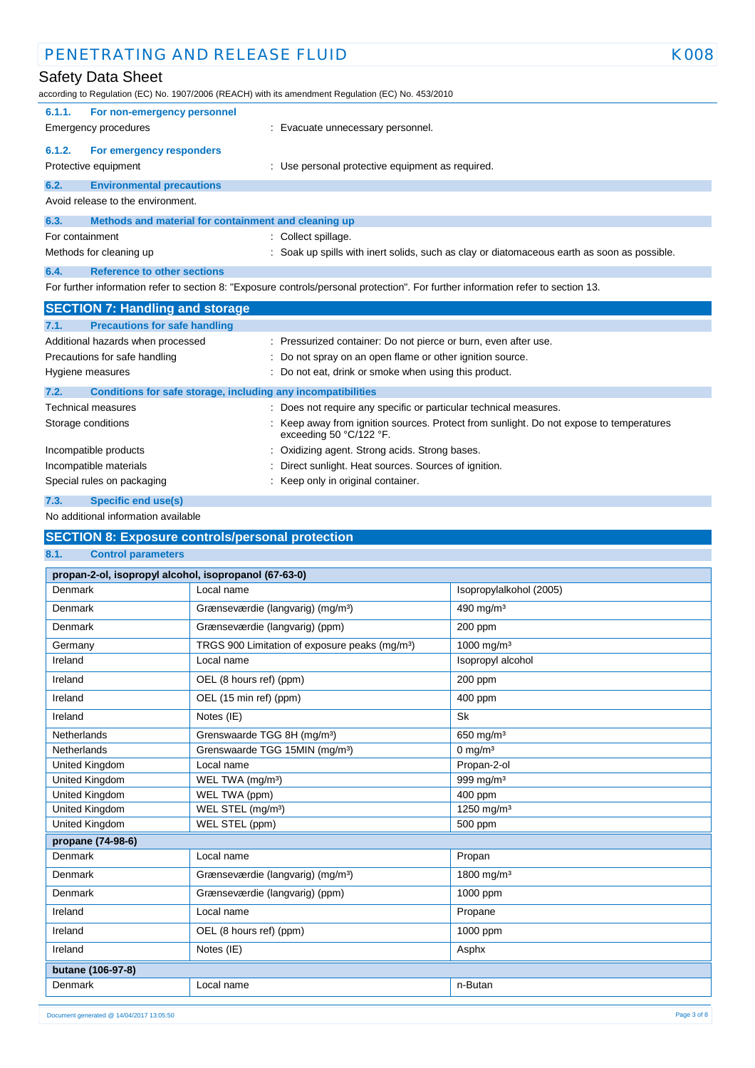#### 6.1.1. For non-emergency personnel

Emergency procedures : Evacuate unnecessary personnel.

#### 6.1.2. For emergency responders

Protective equipment : Use personal protective equipment as required.

### 6.2. Environmental precautions

Avoid release to the environment.

### 6.3. Methods and material for containment and cleaning up

For containment : Collect spillage.

Methods for cleaning up : Soak up spills with inert solids, such as clay or diatomaceous earth as soon as possible.

### 6.4. Reference to other sections

For further information refer to section 8: "Exposure controls/personal protection". For further information refer to section 13.

## SECTION 7: Handling and storage

### 7.1. Precautions for safe handling

Additional hazards when processed : Pressurized container: Do not pierce or burn, even after use.

Precautions for safe handling : Do not spray on an open flame or other ignition source.

Hygiene measures : Do not eat, drink or smoke when using this product.

### 7.2. Conditions for safe storage, including any incompatibilities

Technical measures : Does not require any specific or particular technical measures.

Storage conditions : Keep away from ignition sources. Protect from sunlight. Do not expose to temperatures exceeding 50 °C/122 °F.

Incompatible products : Oxidizing agent. Strong acids. Strong bases.

Incompatible materials : Direct sunlight. Heat sources. Sources of ignition.

Special rules on packaging : Keep only in original container.

### 7.3. Specific end use(s)

No additional information available

## SECTION 8: Exposure controls/personal protection

### 8.1. Control parameters

| propan-2-ol, isopropyl alcohol, isopropanol (67-63-0) | | |
|---|---|---|
| Denmark | Local name | Isopropylalkohol (2005) |
| Denmark | Grænseværdie (langvarig) (mg/m³) | 490 mg/m³ |
| Denmark | Grænseværdie (langvarig) (ppm) | 200 ppm |
| Germany | TRGS 900 Limitation of exposure peaks (mg/m³) | 1000 mg/m³ |
| Ireland | Local name | Isopropyl alcohol |
| Ireland | OEL (8 hours ref) (ppm) | 200 ppm |
| Ireland | OEL (15 min ref) (ppm) | 400 ppm |
| Ireland | Notes (IE) | Sk |
| Netherlands | Grenswaarde TGG 8H (mg/m³) | 650 mg/m³ |
| Netherlands | Grenswaarde TGG 15MIN (mg/m³) | 0 mg/m³ |
| United Kingdom | Local name | Propan-2-ol |
| United Kingdom | WEL TWA (mg/m³) | 999 mg/m³ |
| United Kingdom | WEL TWA (ppm) | 400 ppm |
| United Kingdom | WEL STEL (mg/m³) | 1250 mg/m³ |
| United Kingdom | WEL STEL (ppm) | 500 ppm |

| propane (74-98-6) | | |
|---|---|---|
| Denmark | Local name | Propan |
| Denmark | Grænseværdie (langvarig) (mg/m³) | 1800 mg/m³ |
| Denmark | Grænseværdie (langvarig) (ppm) | 1000 ppm |
| Ireland | Local name | Propane |
| Ireland | OEL (8 hours ref) (ppm) | 1000 ppm |
| Ireland | Notes (IE) | Asphx |

| butane (106-97-8) | | |
|---|---|---|
| Denmark | Local name | n-Butan |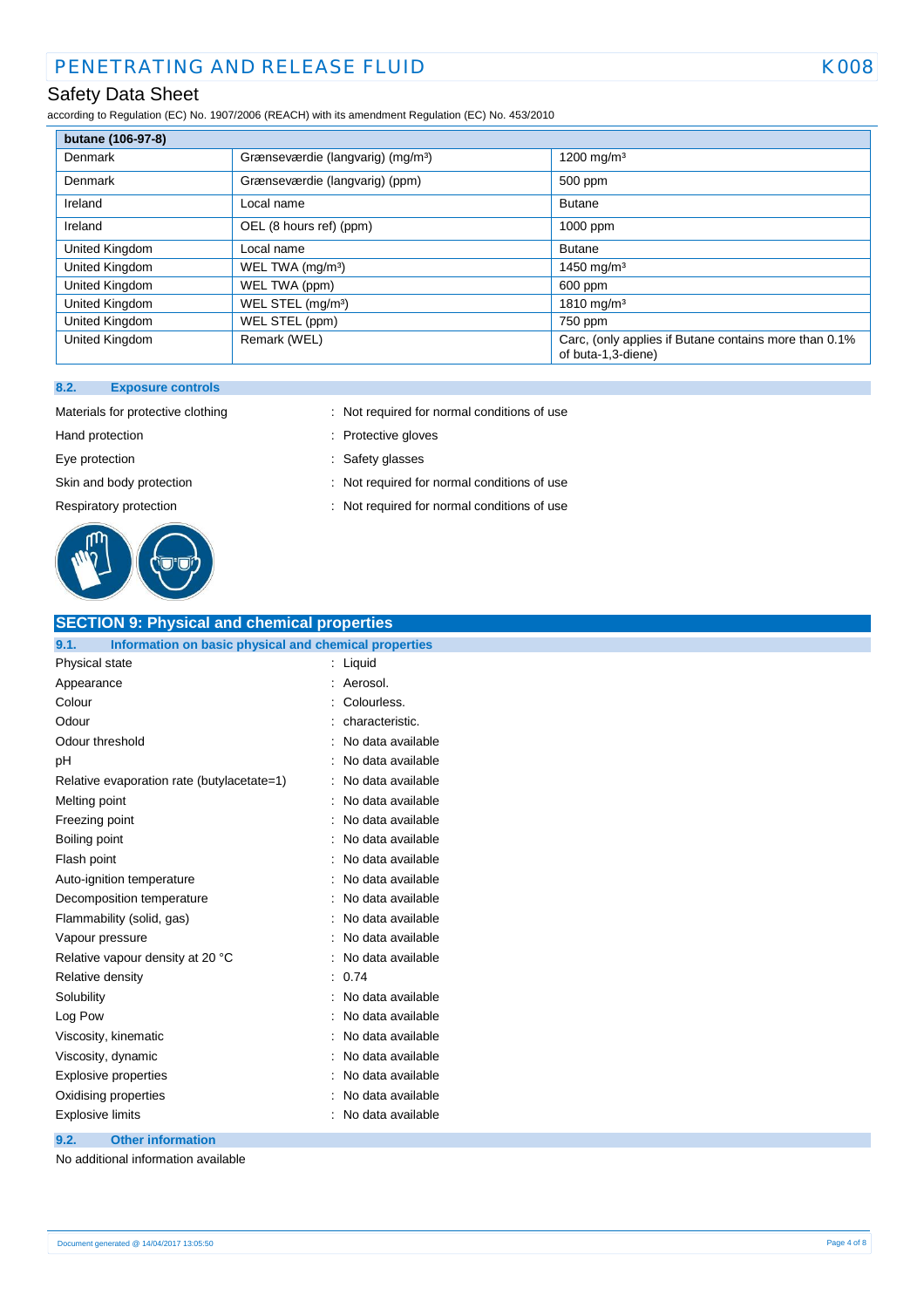| butane (106-97-8) | | |
|---|---|---|
| Denmark | Grænseværdie (langvarig) (mg/m³) | 1200 mg/m³ |
| Denmark | Grænseværdie (langvarig) (ppm) | 500 ppm |
| Ireland | Local name | Butane |
| Ireland | OEL (8 hours ref) (ppm) | 1000 ppm |
| United Kingdom | Local name | Butane |
| United Kingdom | WEL TWA (mg/m³) | 1450 mg/m³ |
| United Kingdom | WEL TWA (ppm) | 600 ppm |
| United Kingdom | WEL STEL (mg/m³) | 1810 mg/m³ |
| United Kingdom | WEL STEL (ppm) | 750 ppm |
| United Kingdom | Remark (WEL) | Carc, (only applies if Butane contains more than 0.1% of buta-1,3-diene) |

### 8.2. Exposure controls

Materials for protective clothing : Not required for normal conditions of use

Hand protection : Protective gloves

Eye protection : Safety glasses

Skin and body protection : Not required for normal conditions of use

Respiratory protection : Not required for normal conditions of use

## SECTION 9: Physical and chemical properties

### 9.1. Information on basic physical and chemical properties

| | |
|---|---|
| Physical state | : Liquid |
| Appearance | : Aerosol. |
| Colour | : Colourless. |
| Odour | : characteristic. |
| Odour threshold | : No data available |
| pH | : No data available |
| Relative evaporation rate (butylacetate=1) | : No data available |
| Melting point | : No data available |
| Freezing point | : No data available |
| Boiling point | : No data available |
| Flash point | : No data available |
| Auto-ignition temperature | : No data available |
| Decomposition temperature | : No data available |
| Flammability (solid, gas) | : No data available |
| Vapour pressure | : No data available |
| Relative vapour density at 20 °C | : No data available |
| Relative density | : 0.74 |
| Solubility | : No data available |
| Log Pow | : No data available |
| Viscosity, kinematic | : No data available |
| Viscosity, dynamic | : No data available |
| Explosive properties | : No data available |
| Oxidising properties | : No data available |
| Explosive limits | : No data available |

### 9.2. Other information

No additional information available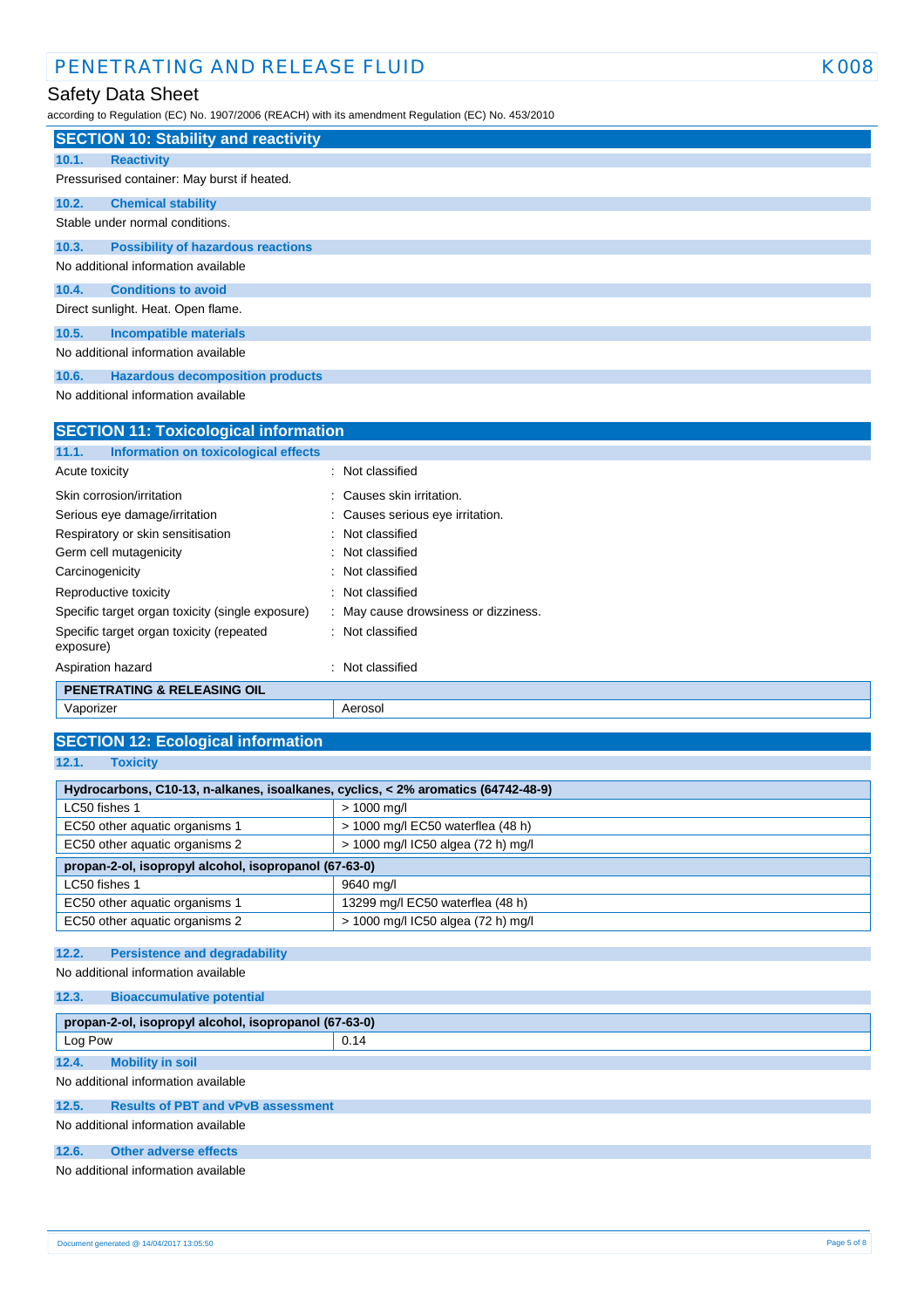## SECTION 10: Stability and reactivity

### 10.1. Reactivity

Pressurised container: May burst if heated.

### 10.2. Chemical stability

Stable under normal conditions.

### 10.3. Possibility of hazardous reactions

No additional information available

### 10.4. Conditions to avoid

Direct sunlight. Heat. Open flame.

### 10.5. Incompatible materials

No additional information available

### 10.6. Hazardous decomposition products

No additional information available

## SECTION 11: Toxicological information

### 11.1. Information on toxicological effects

| | |
|---|---|
| Acute toxicity | : Not classified |
| Skin corrosion/irritation | : Causes skin irritation. |
| Serious eye damage/irritation | : Causes serious eye irritation. |
| Respiratory or skin sensitisation | : Not classified |
| Germ cell mutagenicity | : Not classified |
| Carcinogenicity | : Not classified |
| Reproductive toxicity | : Not classified |
| Specific target organ toxicity (single exposure) | : May cause drowsiness or dizziness. |
| Specific target organ toxicity (repeated exposure) | : Not classified |
| Aspiration hazard | : Not classified |

| PENETRATING & RELEASING OIL | |
|---|---|
| Vaporizer | Aerosol |

## SECTION 12: Ecological information

### 12.1. Toxicity

| Hydrocarbons, C10-13, n-alkanes, isoalkanes, cyclics, < 2% aromatics (64742-48-9) | |
|---|---|
| LC50 fishes 1 | > 1000 mg/l |
| EC50 other aquatic organisms 1 | > 1000 mg/l EC50 waterflea (48 h) |
| EC50 other aquatic organisms 2 | > 1000 mg/l IC50 algea (72 h) mg/l |

| propan-2-ol, isopropyl alcohol, isopropanol (67-63-0) | |
|---|---|
| LC50 fishes 1 | 9640 mg/l |
| EC50 other aquatic organisms 1 | 13299 mg/l EC50 waterflea (48 h) |
| EC50 other aquatic organisms 2 | > 1000 mg/l IC50 algea (72 h) mg/l |

### 12.2. Persistence and degradability

No additional information available

### 12.3. Bioaccumulative potential

| propan-2-ol, isopropyl alcohol, isopropanol (67-63-0) | |
|---|---|
| Log Pow | 0.14 |

### 12.4. Mobility in soil

No additional information available

### 12.5. Results of PBT and vPvB assessment

No additional information available

### 12.6. Other adverse effects

No additional information available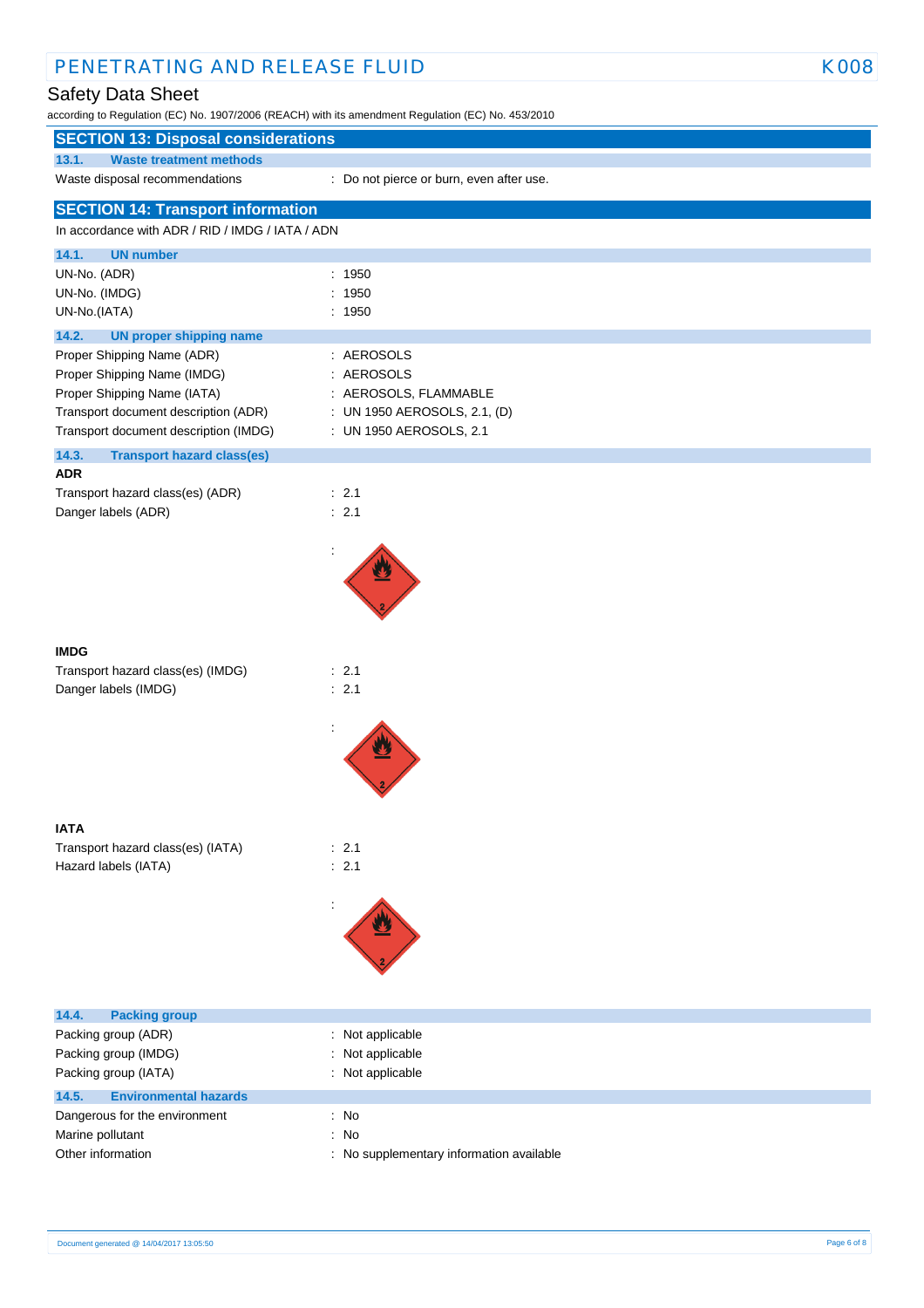## SECTION 13: Disposal considerations

### 13.1. Waste treatment methods

| | |
|---|---|
| Waste disposal recommendations | : Do not pierce or burn, even after use. |

## SECTION 14: Transport information

In accordance with ADR / RID / IMDG / IATA / ADN

### 14.1. UN number

| | |
|---|---|
| UN-No. (ADR) | : 1950 |
| UN-No. (IMDG) | : 1950 |
| UN-No.(IATA) | : 1950 |

### 14.2. UN proper shipping name

| | |
|---|---|
| Proper Shipping Name (ADR) | : AEROSOLS |
| Proper Shipping Name (IMDG) | : AEROSOLS |
| Proper Shipping Name (IATA) | : AEROSOLS, FLAMMABLE |
| Transport document description (ADR) | : UN 1950 AEROSOLS, 2.1, (D) |
| Transport document description (IMDG) | : UN 1950 AEROSOLS, 2.1 |

### 14.3. Transport hazard class(es)

**ADR**

| | |
|---|---|
| Transport hazard class(es) (ADR) | : 2.1 |
| Danger labels (ADR) | : 2.1 |
| | : |

**IMDG**

| | |
|---|---|
| Transport hazard class(es) (IMDG) | : 2.1 |
| Danger labels (IMDG) | : 2.1 |
| | : |

**IATA**

| | |
|---|---|
| Transport hazard class(es) (IATA) | : 2.1 |
| Hazard labels (IATA) | : 2.1 |
| | : |

### 14.4. Packing group

| | |
|---|---|
| Packing group (ADR) | : Not applicable |
| Packing group (IMDG) | : Not applicable |
| Packing group (IATA) | : Not applicable |

### 14.5. Environmental hazards

| | |
|---|---|
| Dangerous for the environment | : No |
| Marine pollutant | : No |
| Other information | : No supplementary information available |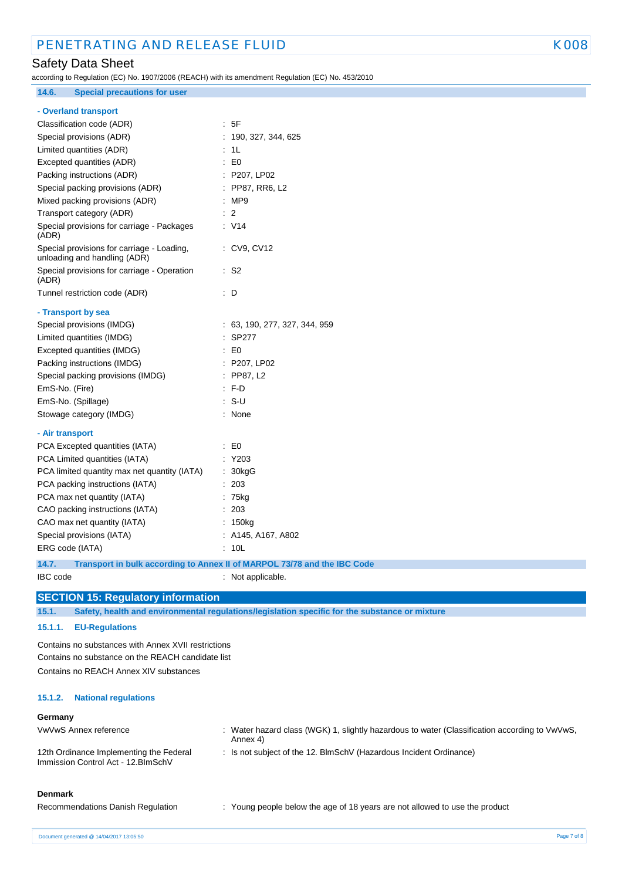### 14.6. Special precautions for user

**- Overland transport**

| | |
|---|---|
| Classification code (ADR) | : 5F |
| Special provisions (ADR) | : 190, 327, 344, 625 |
| Limited quantities (ADR) | : 1L |
| Excepted quantities (ADR) | : E0 |
| Packing instructions (ADR) | : P207, LP02 |
| Special packing provisions (ADR) | : PP87, RR6, L2 |
| Mixed packing provisions (ADR) | : MP9 |
| Transport category (ADR) | : 2 |
| Special provisions for carriage - Packages (ADR) | : V14 |
| Special provisions for carriage - Loading, unloading and handling (ADR) | : CV9, CV12 |
| Special provisions for carriage - Operation (ADR) | : S2 |
| Tunnel restriction code (ADR) | : D |

**- Transport by sea**

| | |
|---|---|
| Special provisions (IMDG) | : 63, 190, 277, 327, 344, 959 |
| Limited quantities (IMDG) | : SP277 |
| Excepted quantities (IMDG) | : E0 |
| Packing instructions (IMDG) | : P207, LP02 |
| Special packing provisions (IMDG) | : PP87, L2 |
| EmS-No. (Fire) | : F-D |
| EmS-No. (Spillage) | : S-U |
| Stowage category (IMDG) | : None |

**- Air transport**

| | |
|---|---|
| PCA Excepted quantities (IATA) | : E0 |
| PCA Limited quantities (IATA) | : Y203 |
| PCA limited quantity max net quantity (IATA) | : 30kgG |
| PCA packing instructions (IATA) | : 203 |
| PCA max net quantity (IATA) | : 75kg |
| CAO packing instructions (IATA) | : 203 |
| CAO max net quantity (IATA) | : 150kg |
| Special provisions (IATA) | : A145, A167, A802 |
| ERG code (IATA) | : 10L |

### 14.7. Transport in bulk according to Annex II of MARPOL 73/78 and the IBC Code

IBC code : Not applicable.

## SECTION 15: Regulatory information

### 15.1. Safety, health and environmental regulations/legislation specific for the substance or mixture

#### 15.1.1. EU-Regulations

Contains no substances with Annex XVII restrictions
Contains no substance on the REACH candidate list
Contains no REACH Annex XIV substances

#### 15.1.2. National regulations

**Germany**

| | |
|---|---|
| VwVwS Annex reference | : Water hazard class (WGK) 1, slightly hazardous to water (Classification according to VwVwS, Annex 4) |
| 12th Ordinance Implementing the Federal Immission Control Act - 12.BImSchV | : Is not subject of the 12. BImSchV (Hazardous Incident Ordinance) |

**Denmark**

| | |
|---|---|
| Recommendations Danish Regulation | : Young people below the age of 18 years are not allowed to use the product |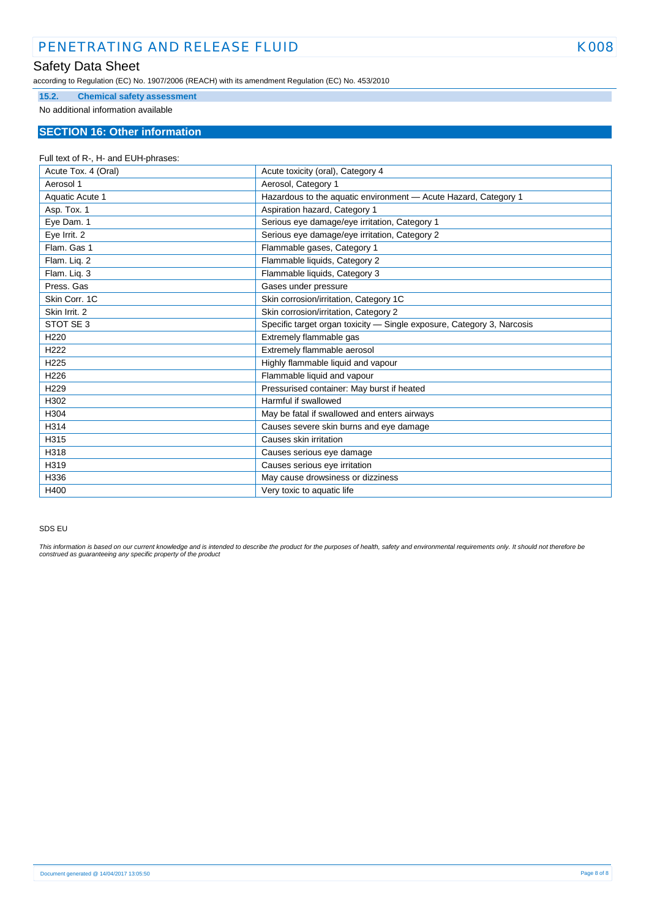### 15.2. Chemical safety assessment

No additional information available

## SECTION 16: Other information

Full text of R-, H- and EUH-phrases:

| | |
|---|---|
| Acute Tox. 4 (Oral) | Acute toxicity (oral), Category 4 |
| Aerosol 1 | Aerosol, Category 1 |
| Aquatic Acute 1 | Hazardous to the aquatic environment — Acute Hazard, Category 1 |
| Asp. Tox. 1 | Aspiration hazard, Category 1 |
| Eye Dam. 1 | Serious eye damage/eye irritation, Category 1 |
| Eye Irrit. 2 | Serious eye damage/eye irritation, Category 2 |
| Flam. Gas 1 | Flammable gases, Category 1 |
| Flam. Liq. 2 | Flammable liquids, Category 2 |
| Flam. Liq. 3 | Flammable liquids, Category 3 |
| Press. Gas | Gases under pressure |
| Skin Corr. 1C | Skin corrosion/irritation, Category 1C |
| Skin Irrit. 2 | Skin corrosion/irritation, Category 2 |
| STOT SE 3 | Specific target organ toxicity — Single exposure, Category 3, Narcosis |
| H220 | Extremely flammable gas |
| H222 | Extremely flammable aerosol |
| H225 | Highly flammable liquid and vapour |
| H226 | Flammable liquid and vapour |
| H229 | Pressurised container: May burst if heated |
| H302 | Harmful if swallowed |
| H304 | May be fatal if swallowed and enters airways |
| H314 | Causes severe skin burns and eye damage |
| H315 | Causes skin irritation |
| H318 | Causes serious eye damage |
| H319 | Causes serious eye irritation |
| H336 | May cause drowsiness or dizziness |
| H400 | Very toxic to aquatic life |

SDS EU

*This information is based on our current knowledge and is intended to describe the product for the purposes of health, safety and environmental requirements only. It should not therefore be construed as guaranteeing any specific property of the product*